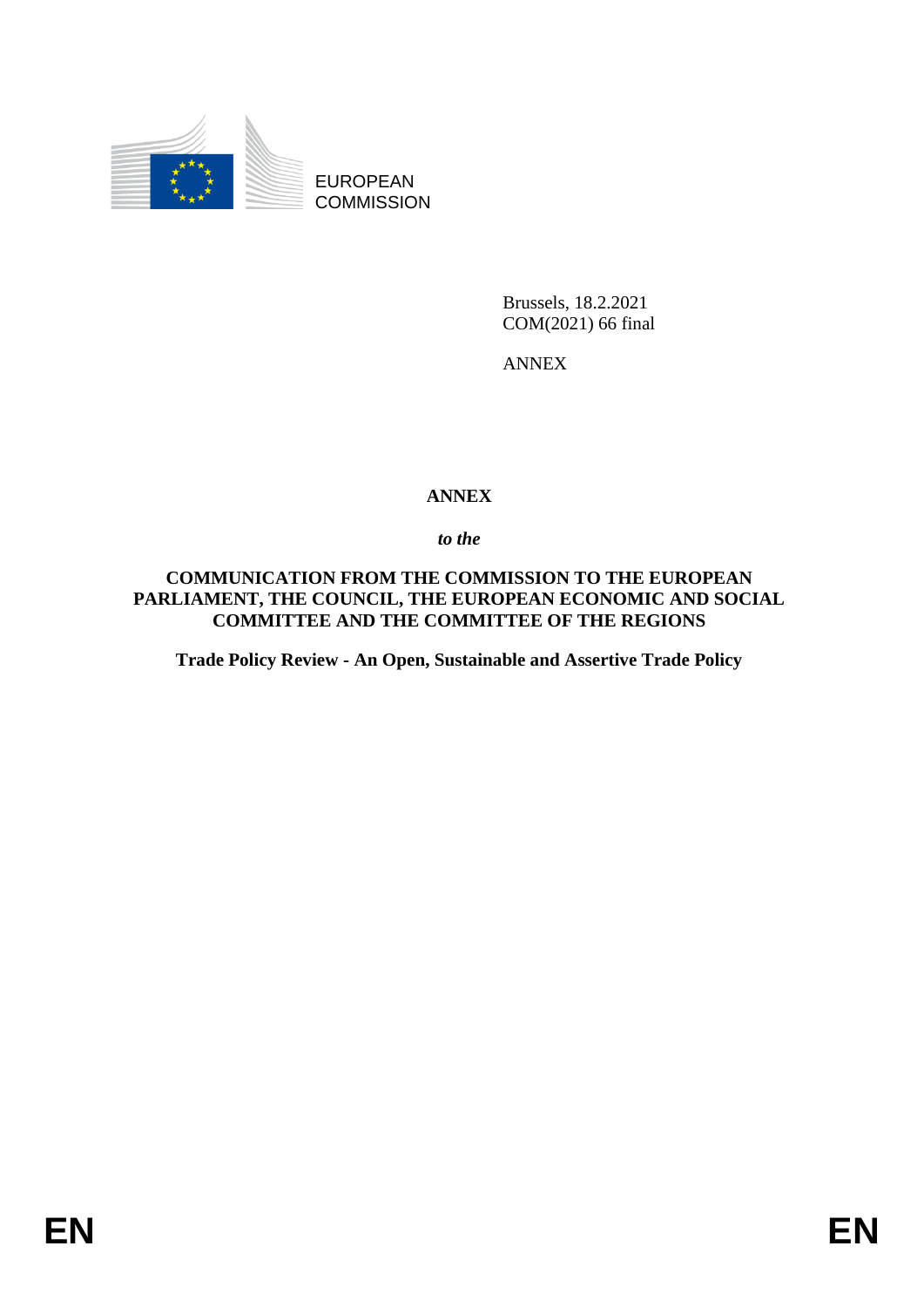EUROPEAN COMMISSION

Brussels, 18.2.2021
COM(2021) 66 final

ANNEX

# ANNEX

*to the*

## COMMUNICATION FROM THE COMMISSION TO THE EUROPEAN PARLIAMENT, THE COUNCIL, THE EUROPEAN ECONOMIC AND SOCIAL COMMITTEE AND THE COMMITTEE OF THE REGIONS

**Trade Policy Review - An Open, Sustainable and Assertive Trade Policy**

EN EN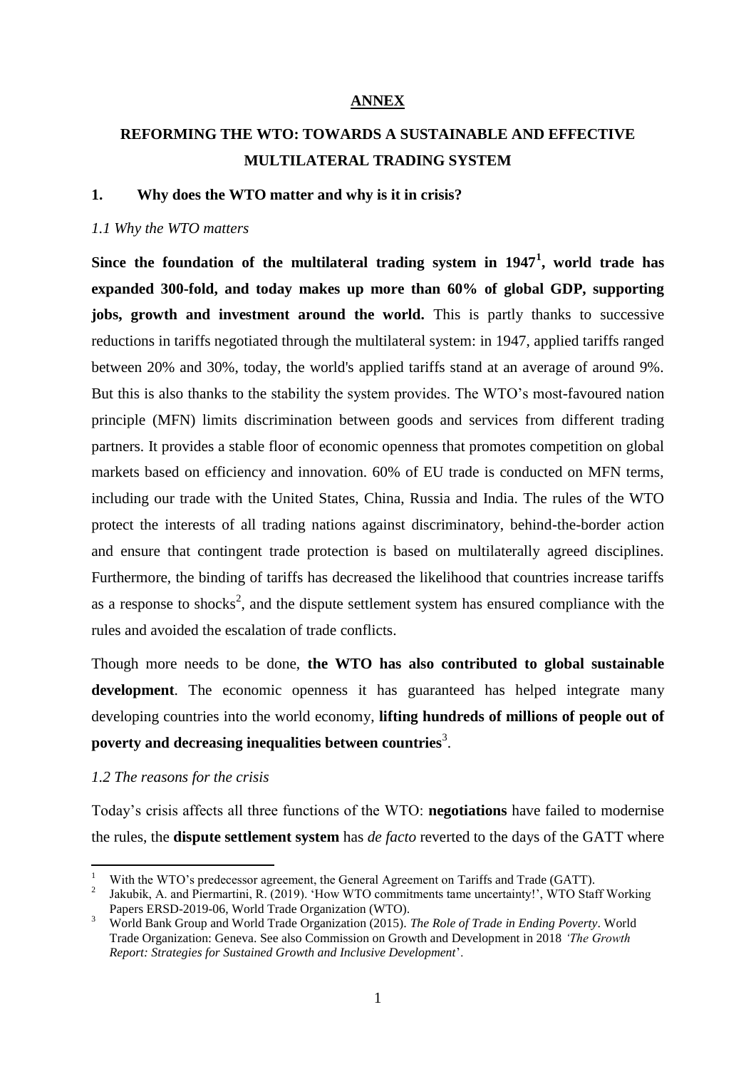**ANNEX**

# REFORMING THE WTO: TOWARDS A SUSTAINABLE AND EFFECTIVE MULTILATERAL TRADING SYSTEM

## 1. Why does the WTO matter and why is it in crisis?

### *1.1 Why the WTO matters*

**Since the foundation of the multilateral trading system in 1947[1], world trade has expanded 300-fold, and today makes up more than 60% of global GDP, supporting jobs, growth and investment around the world.** This is partly thanks to successive reductions in tariffs negotiated through the multilateral system: in 1947, applied tariffs ranged between 20% and 30%, today, the world's applied tariffs stand at an average of around 9%. But this is also thanks to the stability the system provides. The WTO's most-favoured nation principle (MFN) limits discrimination between goods and services from different trading partners. It provides a stable floor of economic openness that promotes competition on global markets based on efficiency and innovation. 60% of EU trade is conducted on MFN terms, including our trade with the United States, China, Russia and India. The rules of the WTO protect the interests of all trading nations against discriminatory, behind-the-border action and ensure that contingent trade protection is based on multilaterally agreed disciplines. Furthermore, the binding of tariffs has decreased the likelihood that countries increase tariffs as a response to shocks[2], and the dispute settlement system has ensured compliance with the rules and avoided the escalation of trade conflicts.

Though more needs to be done, **the WTO has also contributed to global sustainable development**. The economic openness it has guaranteed has helped integrate many developing countries into the world economy, **lifting hundreds of millions of people out of poverty and decreasing inequalities between countries**[3].

### *1.2 The reasons for the crisis*

Today's crisis affects all three functions of the WTO: **negotiations** have failed to modernise the rules, the **dispute settlement system** has *de facto* reverted to the days of the GATT where

---

[1] With the WTO's predecessor agreement, the General Agreement on Tariffs and Trade (GATT).

[2] Jakubik, A. and Piermartini, R. (2019). 'How WTO commitments tame uncertainty!', WTO Staff Working Papers ERSD-2019-06, World Trade Organization (WTO).

[3] World Bank Group and World Trade Organization (2015). *The Role of Trade in Ending Poverty*. World Trade Organization: Geneva. See also Commission on Growth and Development in 2018 *'The Growth Report: Strategies for Sustained Growth and Inclusive Development*'.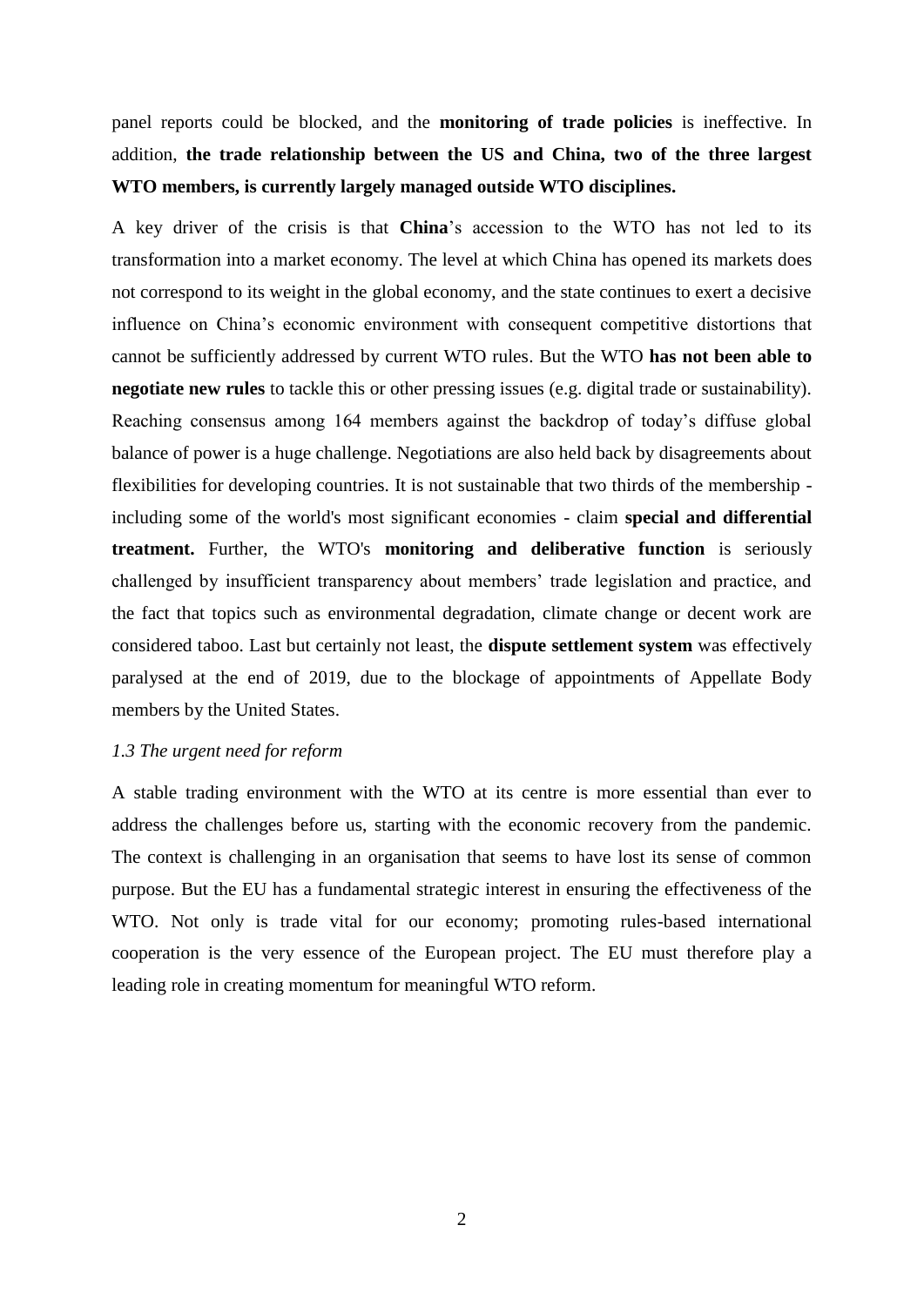panel reports could be blocked, and the **monitoring of trade policies** is ineffective. In addition, **the trade relationship between the US and China, two of the three largest WTO members, is currently largely managed outside WTO disciplines.**

A key driver of the crisis is that **China**'s accession to the WTO has not led to its transformation into a market economy. The level at which China has opened its markets does not correspond to its weight in the global economy, and the state continues to exert a decisive influence on China's economic environment with consequent competitive distortions that cannot be sufficiently addressed by current WTO rules. But the WTO **has not been able to negotiate new rules** to tackle this or other pressing issues (e.g. digital trade or sustainability). Reaching consensus among 164 members against the backdrop of today's diffuse global balance of power is a huge challenge. Negotiations are also held back by disagreements about flexibilities for developing countries. It is not sustainable that two thirds of the membership - including some of the world's most significant economies - claim **special and differential treatment.** Further, the WTO's **monitoring and deliberative function** is seriously challenged by insufficient transparency about members' trade legislation and practice, and the fact that topics such as environmental degradation, climate change or decent work are considered taboo. Last but certainly not least, the **dispute settlement system** was effectively paralysed at the end of 2019, due to the blockage of appointments of Appellate Body members by the United States.

### *1.3 The urgent need for reform*

A stable trading environment with the WTO at its centre is more essential than ever to address the challenges before us, starting with the economic recovery from the pandemic. The context is challenging in an organisation that seems to have lost its sense of common purpose. But the EU has a fundamental strategic interest in ensuring the effectiveness of the WTO. Not only is trade vital for our economy; promoting rules-based international cooperation is the very essence of the European project. The EU must therefore play a leading role in creating momentum for meaningful WTO reform.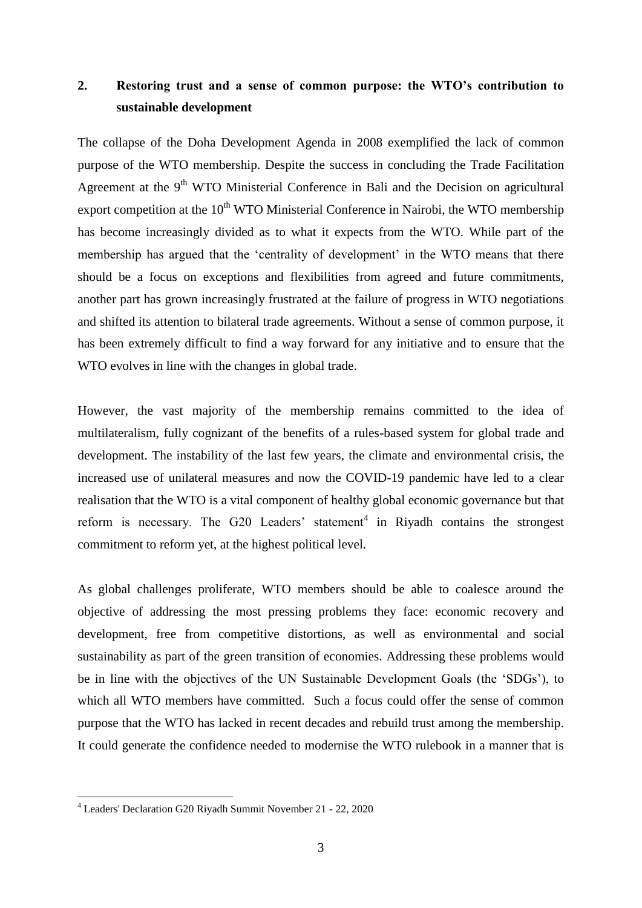## 2. Restoring trust and a sense of common purpose: the WTO's contribution to sustainable development

The collapse of the Doha Development Agenda in 2008 exemplified the lack of common purpose of the WTO membership. Despite the success in concluding the Trade Facilitation Agreement at the 9th WTO Ministerial Conference in Bali and the Decision on agricultural export competition at the 10th WTO Ministerial Conference in Nairobi, the WTO membership has become increasingly divided as to what it expects from the WTO. While part of the membership has argued that the 'centrality of development' in the WTO means that there should be a focus on exceptions and flexibilities from agreed and future commitments, another part has grown increasingly frustrated at the failure of progress in WTO negotiations and shifted its attention to bilateral trade agreements. Without a sense of common purpose, it has been extremely difficult to find a way forward for any initiative and to ensure that the WTO evolves in line with the changes in global trade.

However, the vast majority of the membership remains committed to the idea of multilateralism, fully cognizant of the benefits of a rules-based system for global trade and development. The instability of the last few years, the climate and environmental crisis, the increased use of unilateral measures and now the COVID-19 pandemic have led to a clear realisation that the WTO is a vital component of healthy global economic governance but that reform is necessary. The G20 Leaders' statement[4] in Riyadh contains the strongest commitment to reform yet, at the highest political level.

As global challenges proliferate, WTO members should be able to coalesce around the objective of addressing the most pressing problems they face: economic recovery and development, free from competitive distortions, as well as environmental and social sustainability as part of the green transition of economies. Addressing these problems would be in line with the objectives of the UN Sustainable Development Goals (the 'SDGs'), to which all WTO members have committed. Such a focus could offer the sense of common purpose that the WTO has lacked in recent decades and rebuild trust among the membership. It could generate the confidence needed to modernise the WTO rulebook in a manner that is

[4] Leaders' Declaration G20 Riyadh Summit November 21 - 22, 2020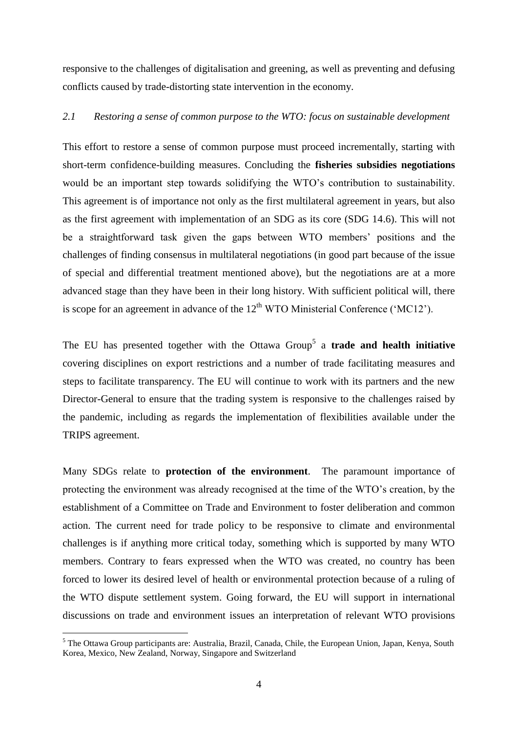responsive to the challenges of digitalisation and greening, as well as preventing and defusing conflicts caused by trade-distorting state intervention in the economy.

### *2.1 Restoring a sense of common purpose to the WTO: focus on sustainable development*

This effort to restore a sense of common purpose must proceed incrementally, starting with short-term confidence-building measures. Concluding the **fisheries subsidies negotiations** would be an important step towards solidifying the WTO's contribution to sustainability. This agreement is of importance not only as the first multilateral agreement in years, but also as the first agreement with implementation of an SDG as its core (SDG 14.6). This will not be a straightforward task given the gaps between WTO members' positions and the challenges of finding consensus in multilateral negotiations (in good part because of the issue of special and differential treatment mentioned above), but the negotiations are at a more advanced stage than they have been in their long history. With sufficient political will, there is scope for an agreement in advance of the 12th WTO Ministerial Conference ('MC12').

The EU has presented together with the Ottawa Group[5] a **trade and health initiative** covering disciplines on export restrictions and a number of trade facilitating measures and steps to facilitate transparency. The EU will continue to work with its partners and the new Director-General to ensure that the trading system is responsive to the challenges raised by the pandemic, including as regards the implementation of flexibilities available under the TRIPS agreement.

Many SDGs relate to **protection of the environment**. The paramount importance of protecting the environment was already recognised at the time of the WTO's creation, by the establishment of a Committee on Trade and Environment to foster deliberation and common action. The current need for trade policy to be responsive to climate and environmental challenges is if anything more critical today, something which is supported by many WTO members. Contrary to fears expressed when the WTO was created, no country has been forced to lower its desired level of health or environmental protection because of a ruling of the WTO dispute settlement system. Going forward, the EU will support in international discussions on trade and environment issues an interpretation of relevant WTO provisions

[5] The Ottawa Group participants are: Australia, Brazil, Canada, Chile, the European Union, Japan, Kenya, South Korea, Mexico, New Zealand, Norway, Singapore and Switzerland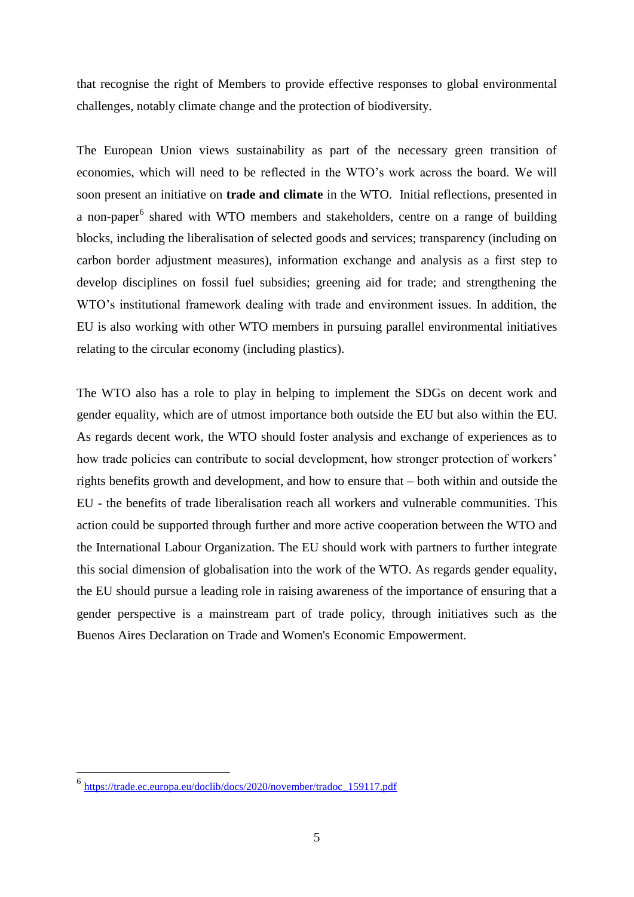that recognise the right of Members to provide effective responses to global environmental challenges, notably climate change and the protection of biodiversity.

The European Union views sustainability as part of the necessary green transition of economies, which will need to be reflected in the WTO's work across the board. We will soon present an initiative on **trade and climate** in the WTO. Initial reflections, presented in a non-paper[6] shared with WTO members and stakeholders, centre on a range of building blocks, including the liberalisation of selected goods and services; transparency (including on carbon border adjustment measures), information exchange and analysis as a first step to develop disciplines on fossil fuel subsidies; greening aid for trade; and strengthening the WTO's institutional framework dealing with trade and environment issues. In addition, the EU is also working with other WTO members in pursuing parallel environmental initiatives relating to the circular economy (including plastics).

The WTO also has a role to play in helping to implement the SDGs on decent work and gender equality, which are of utmost importance both outside the EU but also within the EU. As regards decent work, the WTO should foster analysis and exchange of experiences as to how trade policies can contribute to social development, how stronger protection of workers' rights benefits growth and development, and how to ensure that – both within and outside the EU - the benefits of trade liberalisation reach all workers and vulnerable communities. This action could be supported through further and more active cooperation between the WTO and the International Labour Organization. The EU should work with partners to further integrate this social dimension of globalisation into the work of the WTO. As regards gender equality, the EU should pursue a leading role in raising awareness of the importance of ensuring that a gender perspective is a mainstream part of trade policy, through initiatives such as the Buenos Aires Declaration on Trade and Women's Economic Empowerment.

---

[6] https://trade.ec.europa.eu/doclib/docs/2020/november/tradoc_159117.pdf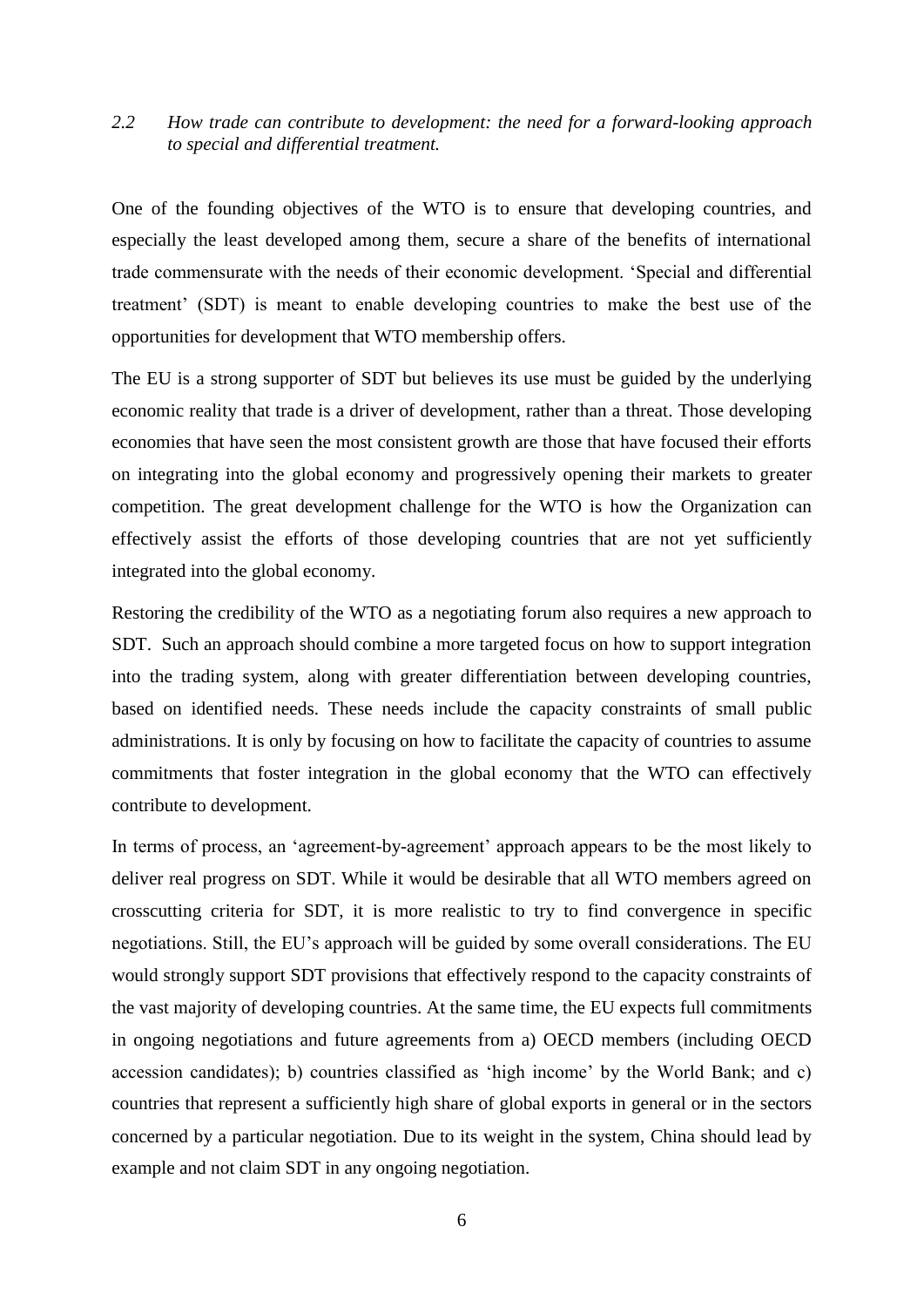### *2.2 How trade can contribute to development: the need for a forward-looking approach to special and differential treatment.*

One of the founding objectives of the WTO is to ensure that developing countries, and especially the least developed among them, secure a share of the benefits of international trade commensurate with the needs of their economic development. 'Special and differential treatment' (SDT) is meant to enable developing countries to make the best use of the opportunities for development that WTO membership offers.

The EU is a strong supporter of SDT but believes its use must be guided by the underlying economic reality that trade is a driver of development, rather than a threat. Those developing economies that have seen the most consistent growth are those that have focused their efforts on integrating into the global economy and progressively opening their markets to greater competition. The great development challenge for the WTO is how the Organization can effectively assist the efforts of those developing countries that are not yet sufficiently integrated into the global economy.

Restoring the credibility of the WTO as a negotiating forum also requires a new approach to SDT. Such an approach should combine a more targeted focus on how to support integration into the trading system, along with greater differentiation between developing countries, based on identified needs. These needs include the capacity constraints of small public administrations. It is only by focusing on how to facilitate the capacity of countries to assume commitments that foster integration in the global economy that the WTO can effectively contribute to development.

In terms of process, an 'agreement-by-agreement' approach appears to be the most likely to deliver real progress on SDT. While it would be desirable that all WTO members agreed on crosscutting criteria for SDT, it is more realistic to try to find convergence in specific negotiations. Still, the EU's approach will be guided by some overall considerations. The EU would strongly support SDT provisions that effectively respond to the capacity constraints of the vast majority of developing countries. At the same time, the EU expects full commitments in ongoing negotiations and future agreements from a) OECD members (including OECD accession candidates); b) countries classified as 'high income' by the World Bank; and c) countries that represent a sufficiently high share of global exports in general or in the sectors concerned by a particular negotiation. Due to its weight in the system, China should lead by example and not claim SDT in any ongoing negotiation.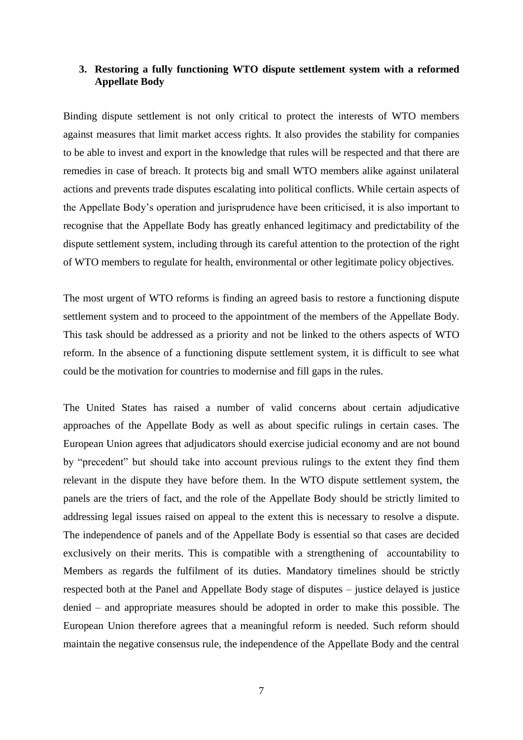### 3. Restoring a fully functioning WTO dispute settlement system with a reformed Appellate Body

Binding dispute settlement is not only critical to protect the interests of WTO members against measures that limit market access rights. It also provides the stability for companies to be able to invest and export in the knowledge that rules will be respected and that there are remedies in case of breach. It protects big and small WTO members alike against unilateral actions and prevents trade disputes escalating into political conflicts. While certain aspects of the Appellate Body's operation and jurisprudence have been criticised, it is also important to recognise that the Appellate Body has greatly enhanced legitimacy and predictability of the dispute settlement system, including through its careful attention to the protection of the right of WTO members to regulate for health, environmental or other legitimate policy objectives.

The most urgent of WTO reforms is finding an agreed basis to restore a functioning dispute settlement system and to proceed to the appointment of the members of the Appellate Body. This task should be addressed as a priority and not be linked to the others aspects of WTO reform. In the absence of a functioning dispute settlement system, it is difficult to see what could be the motivation for countries to modernise and fill gaps in the rules.

The United States has raised a number of valid concerns about certain adjudicative approaches of the Appellate Body as well as about specific rulings in certain cases. The European Union agrees that adjudicators should exercise judicial economy and are not bound by "precedent" but should take into account previous rulings to the extent they find them relevant in the dispute they have before them. In the WTO dispute settlement system, the panels are the triers of fact, and the role of the Appellate Body should be strictly limited to addressing legal issues raised on appeal to the extent this is necessary to resolve a dispute. The independence of panels and of the Appellate Body is essential so that cases are decided exclusively on their merits. This is compatible with a strengthening of accountability to Members as regards the fulfilment of its duties. Mandatory timelines should be strictly respected both at the Panel and Appellate Body stage of disputes – justice delayed is justice denied – and appropriate measures should be adopted in order to make this possible. The European Union therefore agrees that a meaningful reform is needed. Such reform should maintain the negative consensus rule, the independence of the Appellate Body and the central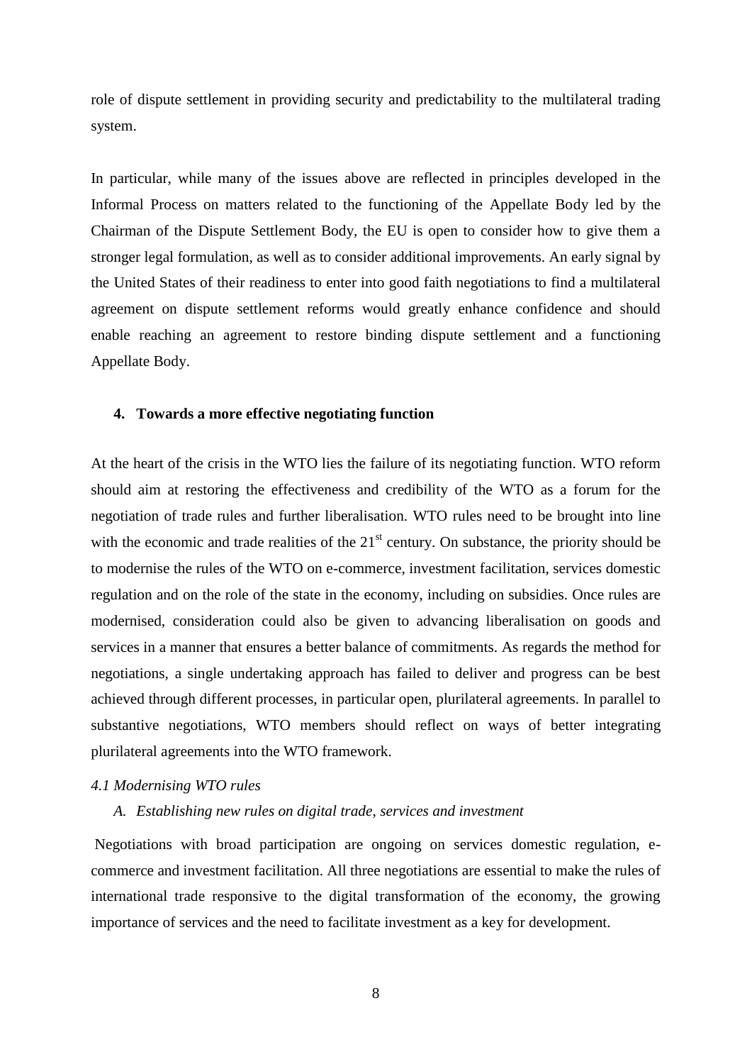role of dispute settlement in providing security and predictability to the multilateral trading system.

In particular, while many of the issues above are reflected in principles developed in the Informal Process on matters related to the functioning of the Appellate Body led by the Chairman of the Dispute Settlement Body, the EU is open to consider how to give them a stronger legal formulation, as well as to consider additional improvements. An early signal by the United States of their readiness to enter into good faith negotiations to find a multilateral agreement on dispute settlement reforms would greatly enhance confidence and should enable reaching an agreement to restore binding dispute settlement and a functioning Appellate Body.

## 4. Towards a more effective negotiating function

At the heart of the crisis in the WTO lies the failure of its negotiating function. WTO reform should aim at restoring the effectiveness and credibility of the WTO as a forum for the negotiation of trade rules and further liberalisation. WTO rules need to be brought into line with the economic and trade realities of the 21st century. On substance, the priority should be to modernise the rules of the WTO on e-commerce, investment facilitation, services domestic regulation and on the role of the state in the economy, including on subsidies. Once rules are modernised, consideration could also be given to advancing liberalisation on goods and services in a manner that ensures a better balance of commitments. As regards the method for negotiations, a single undertaking approach has failed to deliver and progress can be best achieved through different processes, in particular open, plurilateral agreements. In parallel to substantive negotiations, WTO members should reflect on ways of better integrating plurilateral agreements into the WTO framework.

### *4.1 Modernising WTO rules*

#### *A. Establishing new rules on digital trade, services and investment*

Negotiations with broad participation are ongoing on services domestic regulation, e-commerce and investment facilitation. All three negotiations are essential to make the rules of international trade responsive to the digital transformation of the economy, the growing importance of services and the need to facilitate investment as a key for development.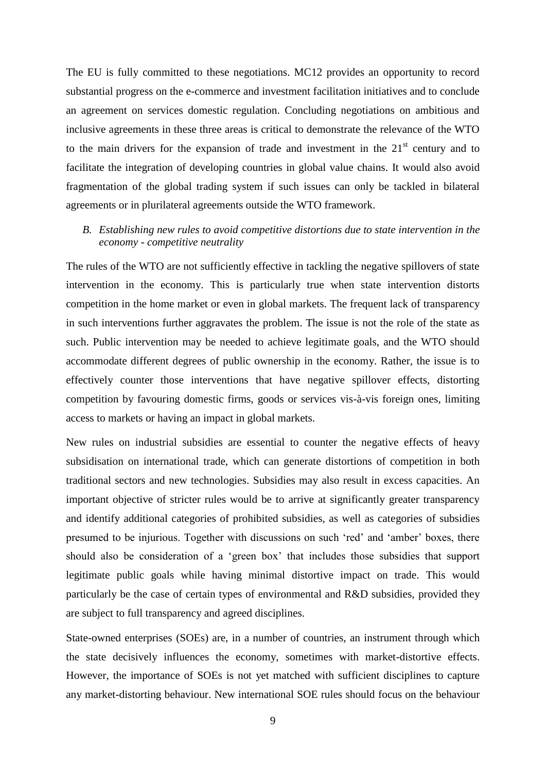The EU is fully committed to these negotiations. MC12 provides an opportunity to record substantial progress on the e-commerce and investment facilitation initiatives and to conclude an agreement on services domestic regulation. Concluding negotiations on ambitious and inclusive agreements in these three areas is critical to demonstrate the relevance of the WTO to the main drivers for the expansion of trade and investment in the 21st century and to facilitate the integration of developing countries in global value chains. It would also avoid fragmentation of the global trading system if such issues can only be tackled in bilateral agreements or in plurilateral agreements outside the WTO framework.

*B. Establishing new rules to avoid competitive distortions due to state intervention in the economy - competitive neutrality*

The rules of the WTO are not sufficiently effective in tackling the negative spillovers of state intervention in the economy. This is particularly true when state intervention distorts competition in the home market or even in global markets. The frequent lack of transparency in such interventions further aggravates the problem. The issue is not the role of the state as such. Public intervention may be needed to achieve legitimate goals, and the WTO should accommodate different degrees of public ownership in the economy. Rather, the issue is to effectively counter those interventions that have negative spillover effects, distorting competition by favouring domestic firms, goods or services vis-à-vis foreign ones, limiting access to markets or having an impact in global markets.

New rules on industrial subsidies are essential to counter the negative effects of heavy subsidisation on international trade, which can generate distortions of competition in both traditional sectors and new technologies. Subsidies may also result in excess capacities. An important objective of stricter rules would be to arrive at significantly greater transparency and identify additional categories of prohibited subsidies, as well as categories of subsidies presumed to be injurious. Together with discussions on such 'red' and 'amber' boxes, there should also be consideration of a 'green box' that includes those subsidies that support legitimate public goals while having minimal distortive impact on trade. This would particularly be the case of certain types of environmental and R&D subsidies, provided they are subject to full transparency and agreed disciplines.

State-owned enterprises (SOEs) are, in a number of countries, an instrument through which the state decisively influences the economy, sometimes with market-distortive effects. However, the importance of SOEs is not yet matched with sufficient disciplines to capture any market-distorting behaviour. New international SOE rules should focus on the behaviour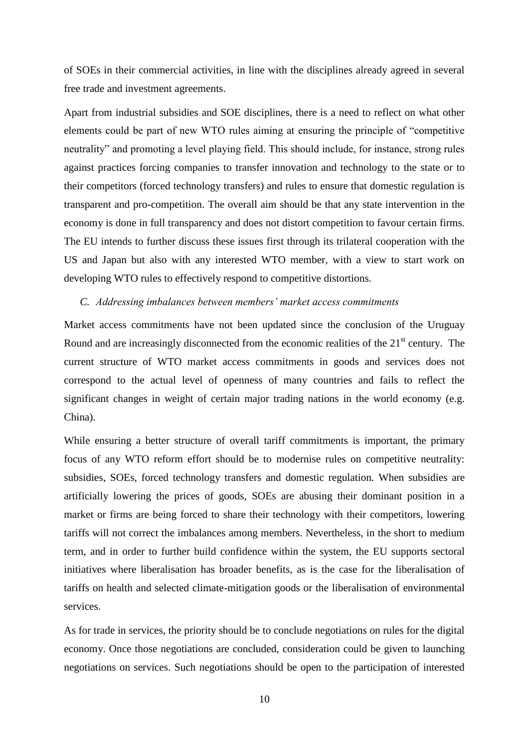of SOEs in their commercial activities, in line with the disciplines already agreed in several free trade and investment agreements.

Apart from industrial subsidies and SOE disciplines, there is a need to reflect on what other elements could be part of new WTO rules aiming at ensuring the principle of "competitive neutrality" and promoting a level playing field. This should include, for instance, strong rules against practices forcing companies to transfer innovation and technology to the state or to their competitors (forced technology transfers) and rules to ensure that domestic regulation is transparent and pro-competition. The overall aim should be that any state intervention in the economy is done in full transparency and does not distort competition to favour certain firms. The EU intends to further discuss these issues first through its trilateral cooperation with the US and Japan but also with any interested WTO member, with a view to start work on developing WTO rules to effectively respond to competitive distortions.

### *C. Addressing imbalances between members' market access commitments*

Market access commitments have not been updated since the conclusion of the Uruguay Round and are increasingly disconnected from the economic realities of the 21st century. The current structure of WTO market access commitments in goods and services does not correspond to the actual level of openness of many countries and fails to reflect the significant changes in weight of certain major trading nations in the world economy (e.g. China).

While ensuring a better structure of overall tariff commitments is important, the primary focus of any WTO reform effort should be to modernise rules on competitive neutrality: subsidies, SOEs, forced technology transfers and domestic regulation. When subsidies are artificially lowering the prices of goods, SOEs are abusing their dominant position in a market or firms are being forced to share their technology with their competitors, lowering tariffs will not correct the imbalances among members. Nevertheless, in the short to medium term, and in order to further build confidence within the system, the EU supports sectoral initiatives where liberalisation has broader benefits, as is the case for the liberalisation of tariffs on health and selected climate-mitigation goods or the liberalisation of environmental services.

As for trade in services, the priority should be to conclude negotiations on rules for the digital economy. Once those negotiations are concluded, consideration could be given to launching negotiations on services. Such negotiations should be open to the participation of interested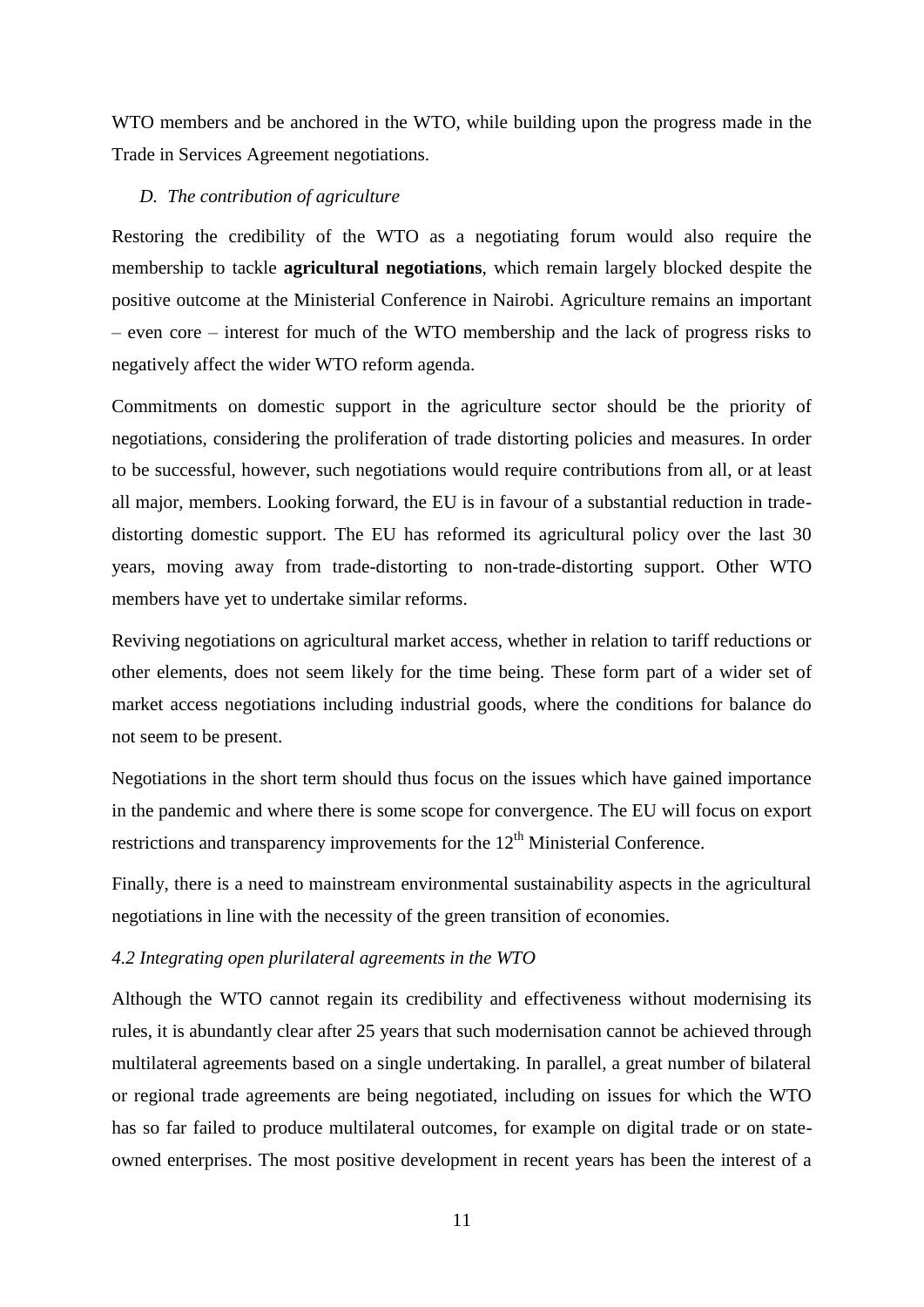WTO members and be anchored in the WTO, while building upon the progress made in the Trade in Services Agreement negotiations.

*D. The contribution of agriculture*

Restoring the credibility of the WTO as a negotiating forum would also require the membership to tackle **agricultural negotiations**, which remain largely blocked despite the positive outcome at the Ministerial Conference in Nairobi. Agriculture remains an important – even core – interest for much of the WTO membership and the lack of progress risks to negatively affect the wider WTO reform agenda.

Commitments on domestic support in the agriculture sector should be the priority of negotiations, considering the proliferation of trade distorting policies and measures. In order to be successful, however, such negotiations would require contributions from all, or at least all major, members. Looking forward, the EU is in favour of a substantial reduction in trade-distorting domestic support. The EU has reformed its agricultural policy over the last 30 years, moving away from trade-distorting to non-trade-distorting support. Other WTO members have yet to undertake similar reforms.

Reviving negotiations on agricultural market access, whether in relation to tariff reductions or other elements, does not seem likely for the time being. These form part of a wider set of market access negotiations including industrial goods, where the conditions for balance do not seem to be present.

Negotiations in the short term should thus focus on the issues which have gained importance in the pandemic and where there is some scope for convergence. The EU will focus on export restrictions and transparency improvements for the 12th Ministerial Conference.

Finally, there is a need to mainstream environmental sustainability aspects in the agricultural negotiations in line with the necessity of the green transition of economies.

*4.2 Integrating open plurilateral agreements in the WTO*

Although the WTO cannot regain its credibility and effectiveness without modernising its rules, it is abundantly clear after 25 years that such modernisation cannot be achieved through multilateral agreements based on a single undertaking. In parallel, a great number of bilateral or regional trade agreements are being negotiated, including on issues for which the WTO has so far failed to produce multilateral outcomes, for example on digital trade or on state-owned enterprises. The most positive development in recent years has been the interest of a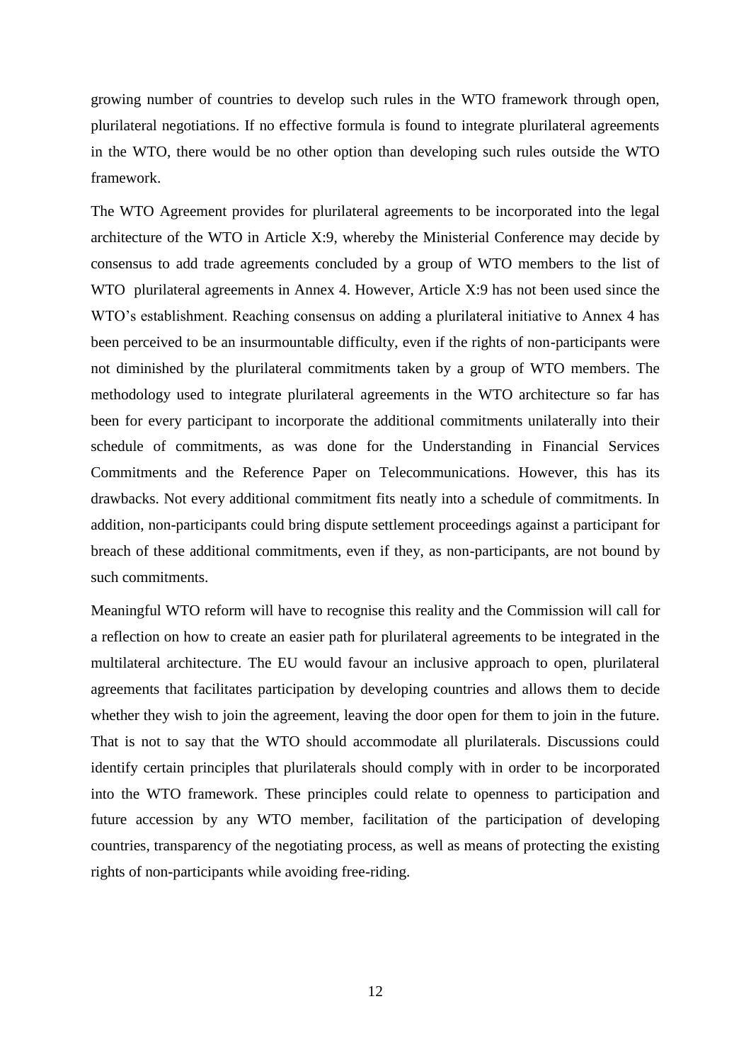growing number of countries to develop such rules in the WTO framework through open, plurilateral negotiations. If no effective formula is found to integrate plurilateral agreements in the WTO, there would be no other option than developing such rules outside the WTO framework.

The WTO Agreement provides for plurilateral agreements to be incorporated into the legal architecture of the WTO in Article X:9, whereby the Ministerial Conference may decide by consensus to add trade agreements concluded by a group of WTO members to the list of WTO plurilateral agreements in Annex 4. However, Article X:9 has not been used since the WTO's establishment. Reaching consensus on adding a plurilateral initiative to Annex 4 has been perceived to be an insurmountable difficulty, even if the rights of non-participants were not diminished by the plurilateral commitments taken by a group of WTO members. The methodology used to integrate plurilateral agreements in the WTO architecture so far has been for every participant to incorporate the additional commitments unilaterally into their schedule of commitments, as was done for the Understanding in Financial Services Commitments and the Reference Paper on Telecommunications. However, this has its drawbacks. Not every additional commitment fits neatly into a schedule of commitments. In addition, non-participants could bring dispute settlement proceedings against a participant for breach of these additional commitments, even if they, as non-participants, are not bound by such commitments.

Meaningful WTO reform will have to recognise this reality and the Commission will call for a reflection on how to create an easier path for plurilateral agreements to be integrated in the multilateral architecture. The EU would favour an inclusive approach to open, plurilateral agreements that facilitates participation by developing countries and allows them to decide whether they wish to join the agreement, leaving the door open for them to join in the future. That is not to say that the WTO should accommodate all plurilaterals. Discussions could identify certain principles that plurilaterals should comply with in order to be incorporated into the WTO framework. These principles could relate to openness to participation and future accession by any WTO member, facilitation of the participation of developing countries, transparency of the negotiating process, as well as means of protecting the existing rights of non-participants while avoiding free-riding.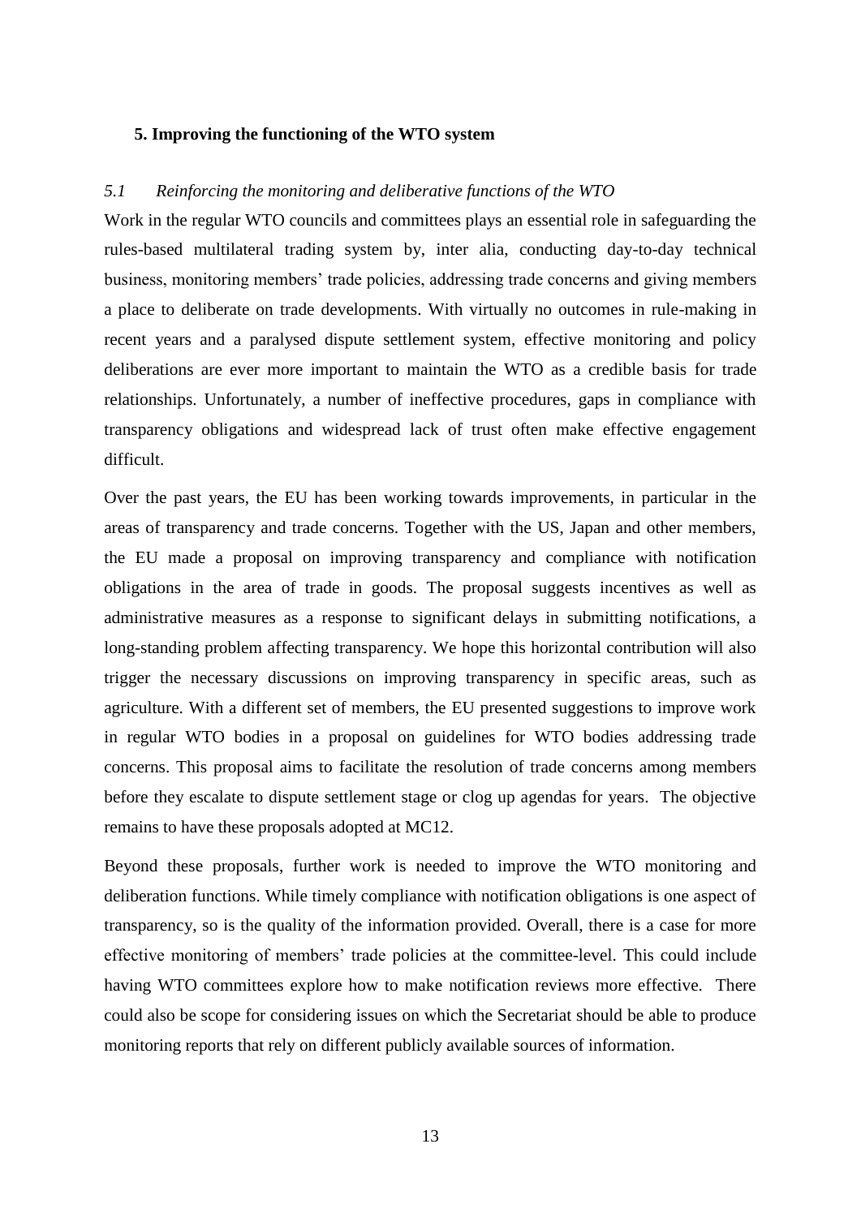## 5. Improving the functioning of the WTO system

### *5.1 Reinforcing the monitoring and deliberative functions of the WTO*

Work in the regular WTO councils and committees plays an essential role in safeguarding the rules-based multilateral trading system by, inter alia, conducting day-to-day technical business, monitoring members' trade policies, addressing trade concerns and giving members a place to deliberate on trade developments. With virtually no outcomes in rule-making in recent years and a paralysed dispute settlement system, effective monitoring and policy deliberations are ever more important to maintain the WTO as a credible basis for trade relationships. Unfortunately, a number of ineffective procedures, gaps in compliance with transparency obligations and widespread lack of trust often make effective engagement difficult.

Over the past years, the EU has been working towards improvements, in particular in the areas of transparency and trade concerns. Together with the US, Japan and other members, the EU made a proposal on improving transparency and compliance with notification obligations in the area of trade in goods. The proposal suggests incentives as well as administrative measures as a response to significant delays in submitting notifications, a long-standing problem affecting transparency. We hope this horizontal contribution will also trigger the necessary discussions on improving transparency in specific areas, such as agriculture. With a different set of members, the EU presented suggestions to improve work in regular WTO bodies in a proposal on guidelines for WTO bodies addressing trade concerns. This proposal aims to facilitate the resolution of trade concerns among members before they escalate to dispute settlement stage or clog up agendas for years. The objective remains to have these proposals adopted at MC12.

Beyond these proposals, further work is needed to improve the WTO monitoring and deliberation functions. While timely compliance with notification obligations is one aspect of transparency, so is the quality of the information provided. Overall, there is a case for more effective monitoring of members' trade policies at the committee-level. This could include having WTO committees explore how to make notification reviews more effective. There could also be scope for considering issues on which the Secretariat should be able to produce monitoring reports that rely on different publicly available sources of information.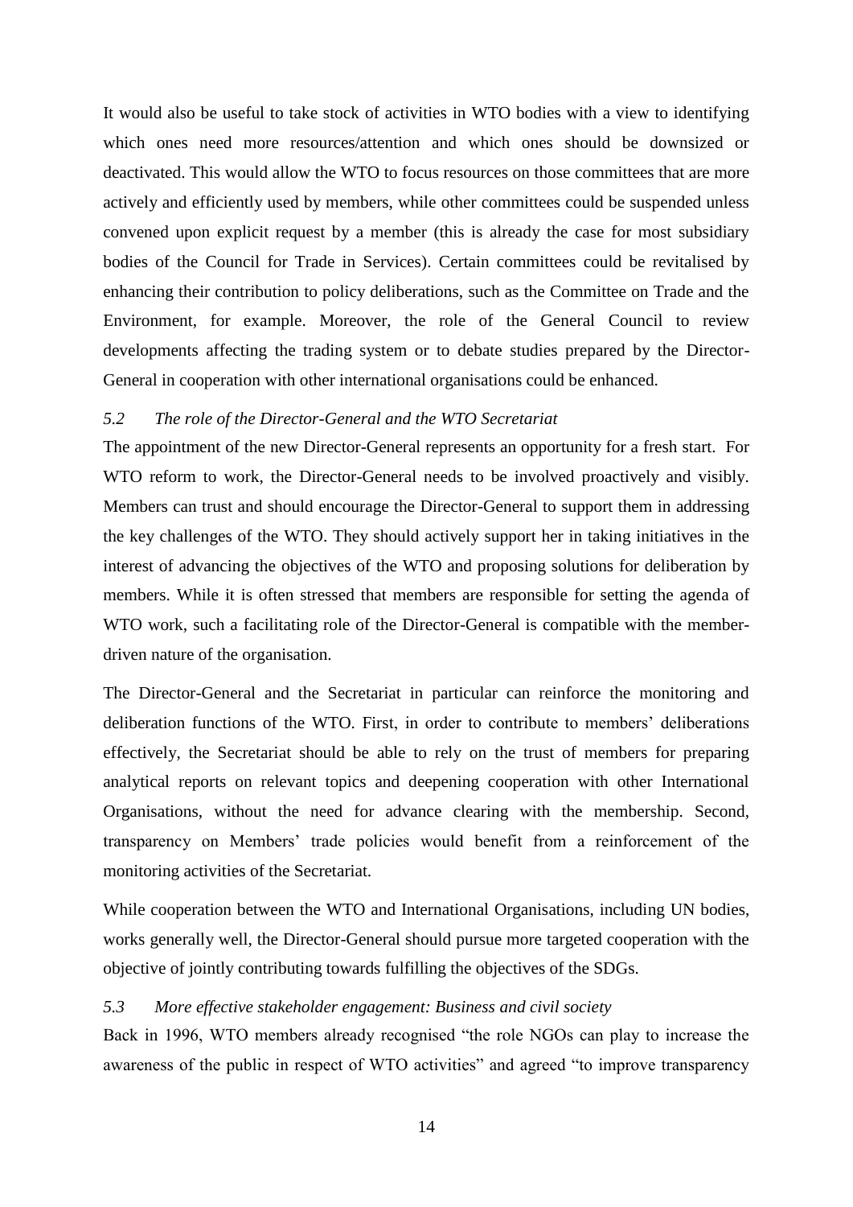It would also be useful to take stock of activities in WTO bodies with a view to identifying which ones need more resources/attention and which ones should be downsized or deactivated. This would allow the WTO to focus resources on those committees that are more actively and efficiently used by members, while other committees could be suspended unless convened upon explicit request by a member (this is already the case for most subsidiary bodies of the Council for Trade in Services). Certain committees could be revitalised by enhancing their contribution to policy deliberations, such as the Committee on Trade and the Environment, for example. Moreover, the role of the General Council to review developments affecting the trading system or to debate studies prepared by the Director-General in cooperation with other international organisations could be enhanced.

### *5.2 The role of the Director-General and the WTO Secretariat*

The appointment of the new Director-General represents an opportunity for a fresh start. For WTO reform to work, the Director-General needs to be involved proactively and visibly. Members can trust and should encourage the Director-General to support them in addressing the key challenges of the WTO. They should actively support her in taking initiatives in the interest of advancing the objectives of the WTO and proposing solutions for deliberation by members. While it is often stressed that members are responsible for setting the agenda of WTO work, such a facilitating role of the Director-General is compatible with the member-driven nature of the organisation.

The Director-General and the Secretariat in particular can reinforce the monitoring and deliberation functions of the WTO. First, in order to contribute to members' deliberations effectively, the Secretariat should be able to rely on the trust of members for preparing analytical reports on relevant topics and deepening cooperation with other International Organisations, without the need for advance clearing with the membership. Second, transparency on Members' trade policies would benefit from a reinforcement of the monitoring activities of the Secretariat.

While cooperation between the WTO and International Organisations, including UN bodies, works generally well, the Director-General should pursue more targeted cooperation with the objective of jointly contributing towards fulfilling the objectives of the SDGs.

### *5.3 More effective stakeholder engagement: Business and civil society*

Back in 1996, WTO members already recognised "the role NGOs can play to increase the awareness of the public in respect of WTO activities" and agreed "to improve transparency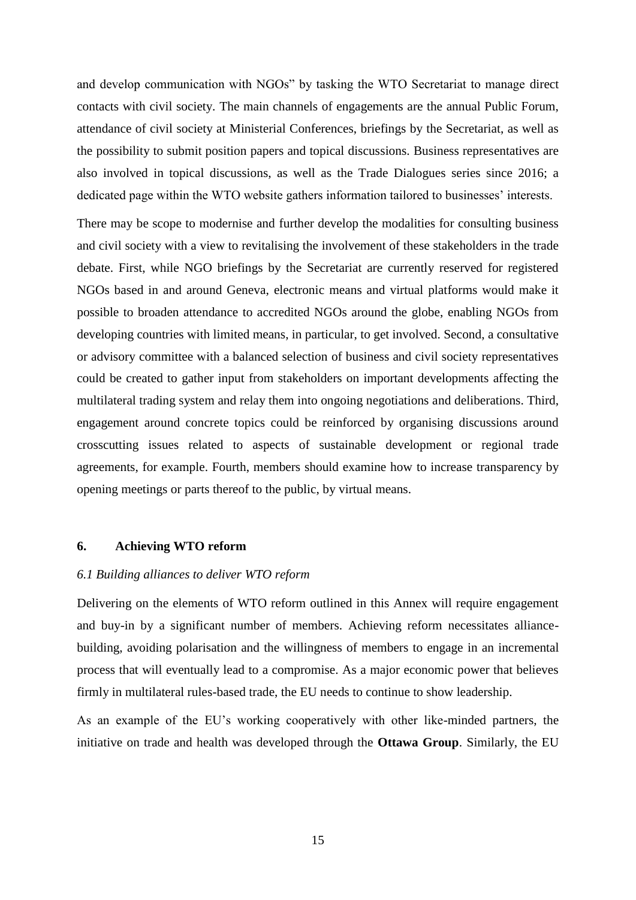and develop communication with NGOs" by tasking the WTO Secretariat to manage direct contacts with civil society. The main channels of engagements are the annual Public Forum, attendance of civil society at Ministerial Conferences, briefings by the Secretariat, as well as the possibility to submit position papers and topical discussions. Business representatives are also involved in topical discussions, as well as the Trade Dialogues series since 2016; a dedicated page within the WTO website gathers information tailored to businesses' interests.

There may be scope to modernise and further develop the modalities for consulting business and civil society with a view to revitalising the involvement of these stakeholders in the trade debate. First, while NGO briefings by the Secretariat are currently reserved for registered NGOs based in and around Geneva, electronic means and virtual platforms would make it possible to broaden attendance to accredited NGOs around the globe, enabling NGOs from developing countries with limited means, in particular, to get involved. Second, a consultative or advisory committee with a balanced selection of business and civil society representatives could be created to gather input from stakeholders on important developments affecting the multilateral trading system and relay them into ongoing negotiations and deliberations. Third, engagement around concrete topics could be reinforced by organising discussions around crosscutting issues related to aspects of sustainable development or regional trade agreements, for example. Fourth, members should examine how to increase transparency by opening meetings or parts thereof to the public, by virtual means.

## 6. Achieving WTO reform

### *6.1 Building alliances to deliver WTO reform*

Delivering on the elements of WTO reform outlined in this Annex will require engagement and buy-in by a significant number of members. Achieving reform necessitates alliance-building, avoiding polarisation and the willingness of members to engage in an incremental process that will eventually lead to a compromise. As a major economic power that believes firmly in multilateral rules-based trade, the EU needs to continue to show leadership.

As an example of the EU's working cooperatively with other like-minded partners, the initiative on trade and health was developed through the **Ottawa Group**. Similarly, the EU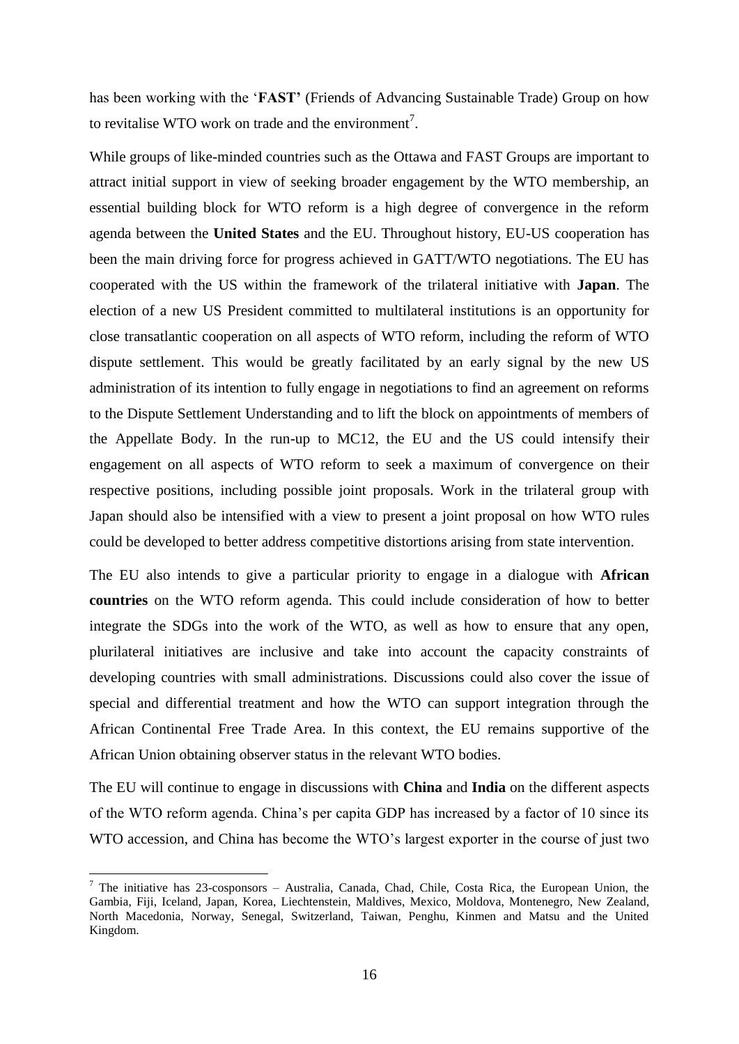has been working with the '**FAST**' (Friends of Advancing Sustainable Trade) Group on how to revitalise WTO work on trade and the environment[7].

While groups of like-minded countries such as the Ottawa and FAST Groups are important to attract initial support in view of seeking broader engagement by the WTO membership, an essential building block for WTO reform is a high degree of convergence in the reform agenda between the **United States** and the EU. Throughout history, EU-US cooperation has been the main driving force for progress achieved in GATT/WTO negotiations. The EU has cooperated with the US within the framework of the trilateral initiative with **Japan**. The election of a new US President committed to multilateral institutions is an opportunity for close transatlantic cooperation on all aspects of WTO reform, including the reform of WTO dispute settlement. This would be greatly facilitated by an early signal by the new US administration of its intention to fully engage in negotiations to find an agreement on reforms to the Dispute Settlement Understanding and to lift the block on appointments of members of the Appellate Body. In the run-up to MC12, the EU and the US could intensify their engagement on all aspects of WTO reform to seek a maximum of convergence on their respective positions, including possible joint proposals. Work in the trilateral group with Japan should also be intensified with a view to present a joint proposal on how WTO rules could be developed to better address competitive distortions arising from state intervention.

The EU also intends to give a particular priority to engage in a dialogue with **African countries** on the WTO reform agenda. This could include consideration of how to better integrate the SDGs into the work of the WTO, as well as how to ensure that any open, plurilateral initiatives are inclusive and take into account the capacity constraints of developing countries with small administrations. Discussions could also cover the issue of special and differential treatment and how the WTO can support integration through the African Continental Free Trade Area. In this context, the EU remains supportive of the African Union obtaining observer status in the relevant WTO bodies.

The EU will continue to engage in discussions with **China** and **India** on the different aspects of the WTO reform agenda. China's per capita GDP has increased by a factor of 10 since its WTO accession, and China has become the WTO's largest exporter in the course of just two

---

[7] The initiative has 23-cosponsors – Australia, Canada, Chad, Chile, Costa Rica, the European Union, the Gambia, Fiji, Iceland, Japan, Korea, Liechtenstein, Maldives, Mexico, Moldova, Montenegro, New Zealand, North Macedonia, Norway, Senegal, Switzerland, Taiwan, Penghu, Kinmen and Matsu and the United Kingdom.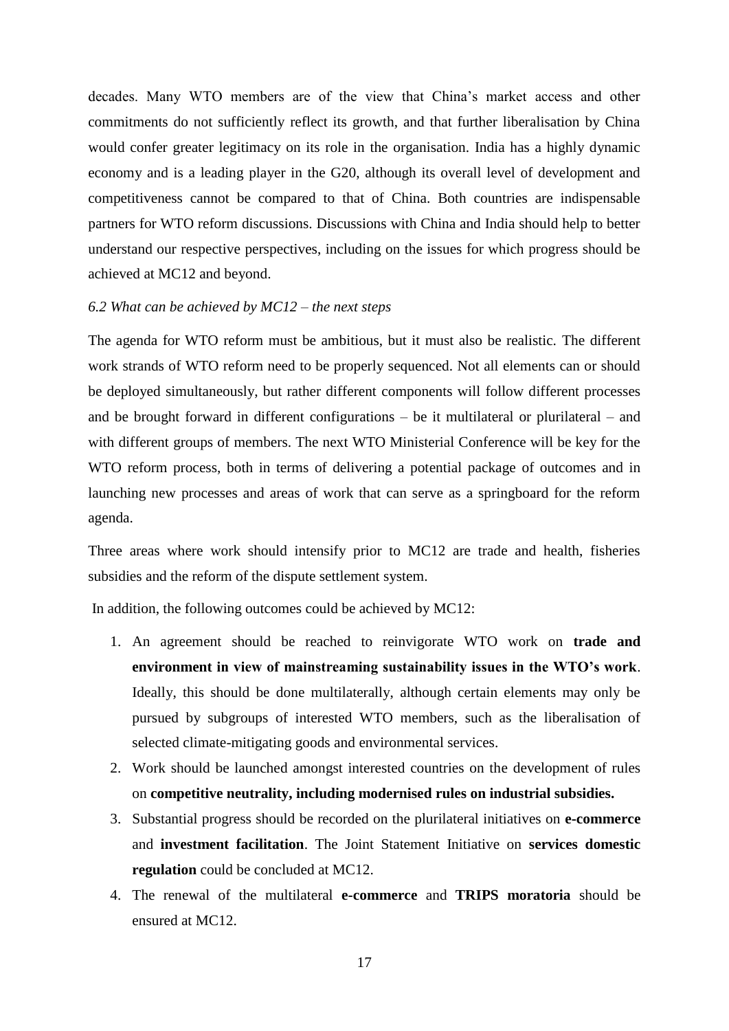decades. Many WTO members are of the view that China's market access and other commitments do not sufficiently reflect its growth, and that further liberalisation by China would confer greater legitimacy on its role in the organisation. India has a highly dynamic economy and is a leading player in the G20, although its overall level of development and competitiveness cannot be compared to that of China. Both countries are indispensable partners for WTO reform discussions. Discussions with China and India should help to better understand our respective perspectives, including on the issues for which progress should be achieved at MC12 and beyond.

### *6.2 What can be achieved by MC12 – the next steps*

The agenda for WTO reform must be ambitious, but it must also be realistic. The different work strands of WTO reform need to be properly sequenced. Not all elements can or should be deployed simultaneously, but rather different components will follow different processes and be brought forward in different configurations – be it multilateral or plurilateral – and with different groups of members. The next WTO Ministerial Conference will be key for the WTO reform process, both in terms of delivering a potential package of outcomes and in launching new processes and areas of work that can serve as a springboard for the reform agenda.

Three areas where work should intensify prior to MC12 are trade and health, fisheries subsidies and the reform of the dispute settlement system.

In addition, the following outcomes could be achieved by MC12:

1. An agreement should be reached to reinvigorate WTO work on **trade and environment in view of mainstreaming sustainability issues in the WTO's work**. Ideally, this should be done multilaterally, although certain elements may only be pursued by subgroups of interested WTO members, such as the liberalisation of selected climate-mitigating goods and environmental services.
2. Work should be launched amongst interested countries on the development of rules on **competitive neutrality, including modernised rules on industrial subsidies.**
3. Substantial progress should be recorded on the plurilateral initiatives on **e-commerce** and **investment facilitation**. The Joint Statement Initiative on **services domestic regulation** could be concluded at MC12.
4. The renewal of the multilateral **e-commerce** and **TRIPS moratoria** should be ensured at MC12.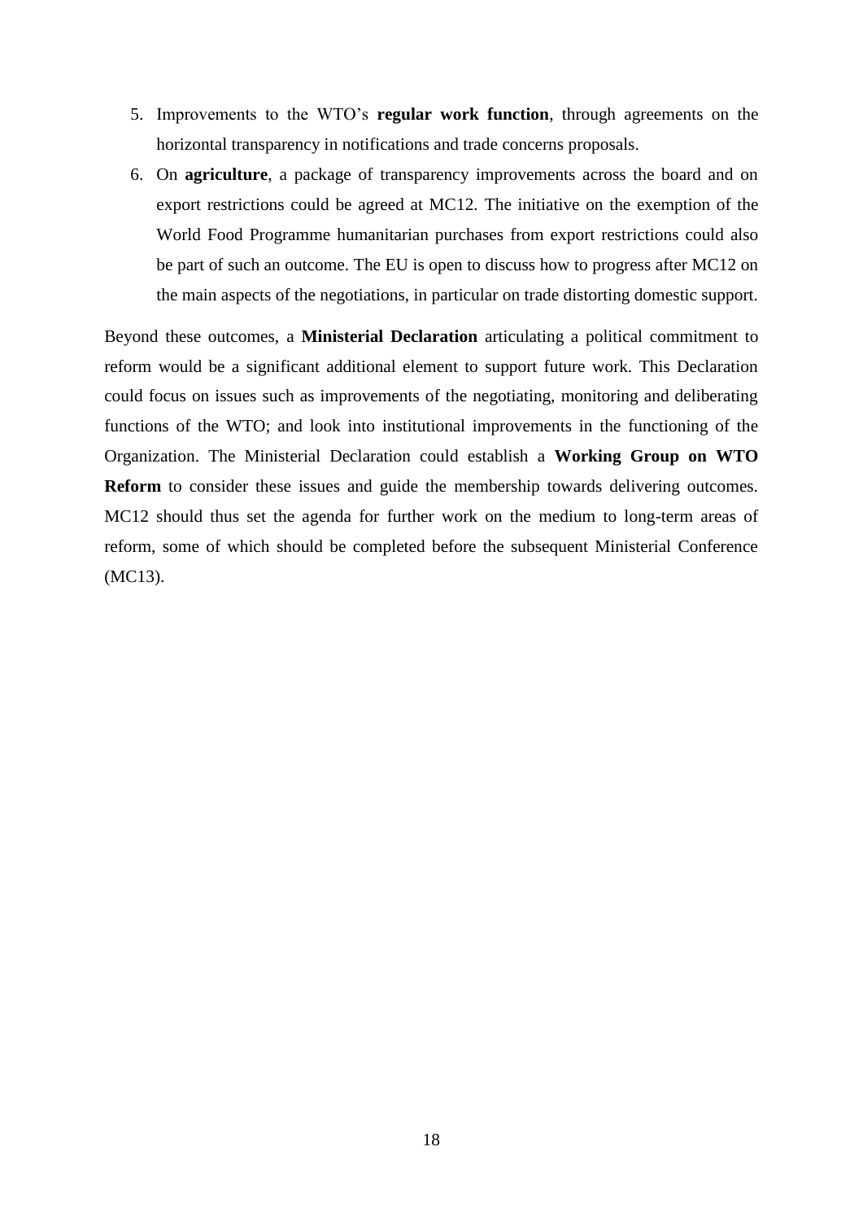5. Improvements to the WTO's **regular work function**, through agreements on the horizontal transparency in notifications and trade concerns proposals.
6. On **agriculture**, a package of transparency improvements across the board and on export restrictions could be agreed at MC12. The initiative on the exemption of the World Food Programme humanitarian purchases from export restrictions could also be part of such an outcome. The EU is open to discuss how to progress after MC12 on the main aspects of the negotiations, in particular on trade distorting domestic support.

Beyond these outcomes, a **Ministerial Declaration** articulating a political commitment to reform would be a significant additional element to support future work. This Declaration could focus on issues such as improvements of the negotiating, monitoring and deliberating functions of the WTO; and look into institutional improvements in the functioning of the Organization. The Ministerial Declaration could establish a **Working Group on WTO Reform** to consider these issues and guide the membership towards delivering outcomes. MC12 should thus set the agenda for further work on the medium to long-term areas of reform, some of which should be completed before the subsequent Ministerial Conference (MC13).